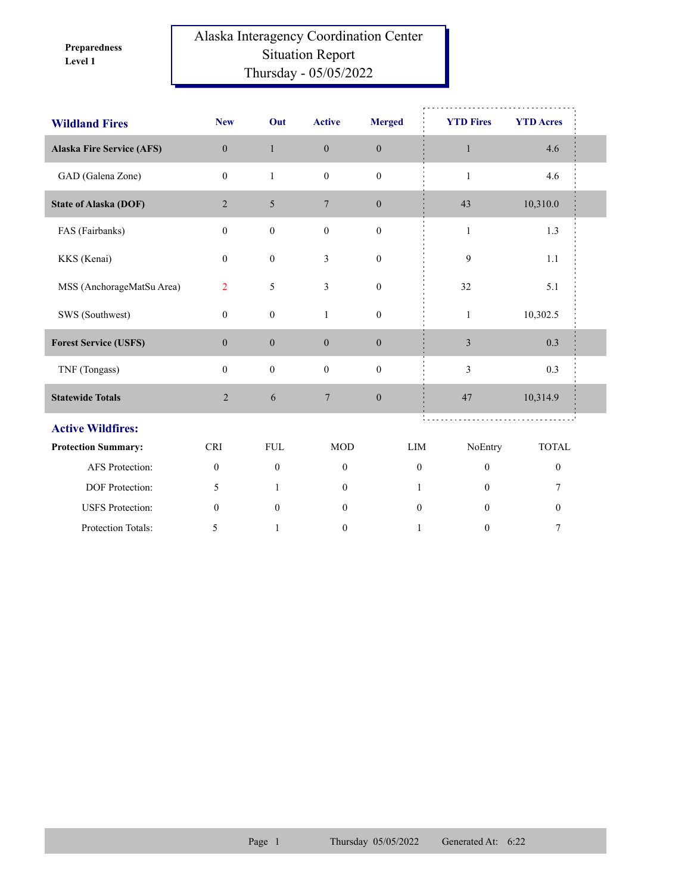**Preparedness Level 1**

# Alaska Interagency Coordination Center Situation Report Thursday - 05/05/2022

| Wildland Fires | New | Out | Active | Merged | YTD Fires | YTD Acres |
|---|---|---|---|---|---|---|
| **Alaska Fire Service (AFS)** | 0 | 1 | 0 | 0 | 1 | 4.6 |
| GAD (Galena Zone) | 0 | 1 | 0 | 0 | 1 | 4.6 |
| **State of Alaska (DOF)** | 2 | 5 | 7 | 0 | 43 | 10,310.0 |
| FAS (Fairbanks) | 0 | 0 | 0 | 0 | 1 | 1.3 |
| KKS (Kenai) | 0 | 0 | 3 | 0 | 9 | 1.1 |
| MSS (AnchorageMatSu Area) | 2 | 5 | 3 | 0 | 32 | 5.1 |
| SWS (Southwest) | 0 | 0 | 1 | 0 | 1 | 10,302.5 |
| **Forest Service (USFS)** | 0 | 0 | 0 | 0 | 3 | 0.3 |
| TNF (Tongass) | 0 | 0 | 0 | 0 | 3 | 0.3 |
| **Statewide Totals** | 2 | 6 | 7 | 0 | 47 | 10,314.9 |

## Active Wildfires:

| Protection Summary: | CRI | FUL | MOD | LIM | NoEntry | TOTAL |
|---|---|---|---|---|---|---|
| AFS Protection: | 0 | 0 | 0 | 0 | 0 | 0 |
| DOF Protection: | 5 | 1 | 0 | 1 | 0 | 7 |
| USFS Protection: | 0 | 0 | 0 | 0 | 0 | 0 |
| Protection Totals: | 5 | 1 | 0 | 1 | 0 | 7 |

Thursday 05/05/2022 Generated At: 6:22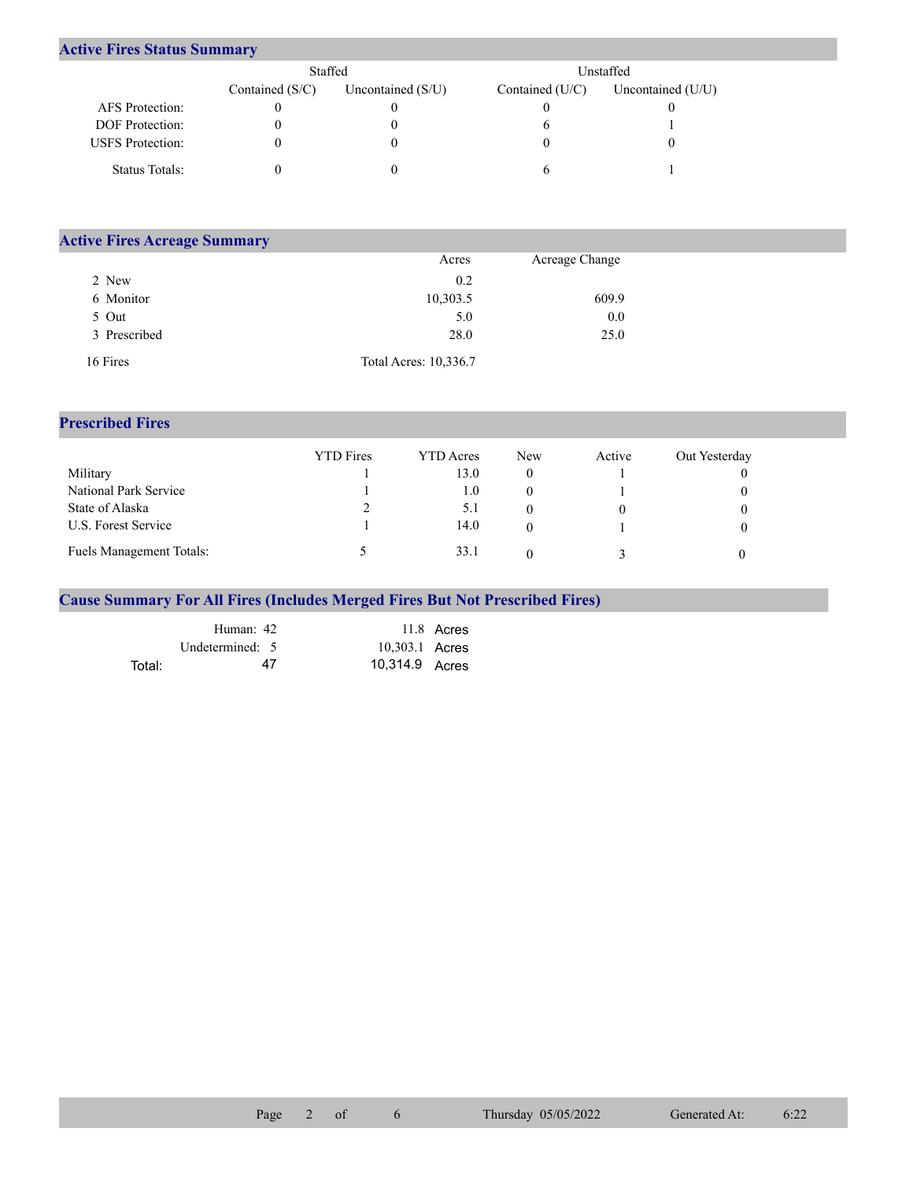## Active Fires Status Summary

| | Staffed | | Unstaffed | |
|---|---|---|---|---|
| | Contained (S/C) | Uncontained (S/U) | Contained (U/C) | Uncontained (U/U) |
| AFS Protection: | 0 | 0 | 0 | 0 |
| DOF Protection: | 0 | 0 | 6 | 1 |
| USFS Protection: | 0 | 0 | 0 | 0 |
| Status Totals: | 0 | 0 | 6 | 1 |

## Active Fires Acreage Summary

| | Acres | Acreage Change |
|---|---|---|
| 2 New | 0.2 | |
| 6 Monitor | 10,303.5 | 609.9 |
| 5 Out | 5.0 | 0.0 |
| 3 Prescribed | 28.0 | 25.0 |
| 16 Fires | Total Acres: 10,336.7 | |

## Prescribed Fires

| | YTD Fires | YTD Acres | New | Active | Out Yesterday |
|---|---|---|---|---|---|
| Military | 1 | 13.0 | 0 | 1 | 0 |
| National Park Service | 1 | 1.0 | 0 | 1 | 0 |
| State of Alaska | 2 | 5.1 | 0 | 0 | 0 |
| U.S. Forest Service | 1 | 14.0 | 0 | 1 | 0 |
| Fuels Management Totals: | 5 | 33.1 | 0 | 3 | 0 |

## Cause Summary For All Fires (Includes Merged Fires But Not Prescribed Fires)

| | | |
|---|---|---|
| Human: | 42 | 11.8 Acres |
| Undetermined: | 5 | 10,303.1 Acres |
| Total: | 47 | 10,314.9 Acres |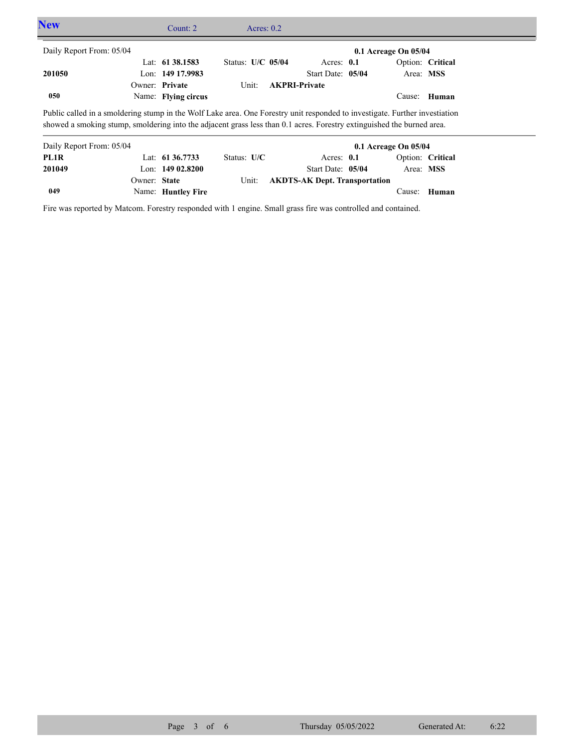## New

Count: 2 Acres: 0.2

Daily Report From: 05/04 **0.1 Acreage On 05/04**

| | | | | |
|---|---|---|---|---|
| | Lat: **61 38.1583** | Status: **U/C 05/04** | Acres: **0.1** | Option: **Critical** |
| **201050** | Lon: **149 17.9983** | | Start Date: **05/04** | Area: **MSS** |
| | Owner: **Private** | Unit: **AKPRI-Private** | | |
| **050** | Name: **Flying circus** | | | Cause: **Human** |

Public called in a smoldering stump in the Wolf Lake area. One Forestry unit responded to investigate. Further investiation showed a smoking stump, smoldering into the adjacent grass less than 0.1 acres. Forestry extinguished the burned area.

---

Daily Report From: 05/04 **0.1 Acreage On 05/04**

| | | | | |
|---|---|---|---|---|
| **PL1R** | Lat: **61 36.7733** | Status: **U/C** | Acres: **0.1** | Option: **Critical** |
| **201049** | Lon: **149 02.8200** | | Start Date: **05/04** | Area: **MSS** |
| | Owner: **State** | Unit: **AKDTS-AK Dept. Transportation** | | |
| **049** | Name: **Huntley Fire** | | | Cause: **Human** |

Fire was reported by Matcom. Forestry responded with 1 engine. Small grass fire was controlled and contained.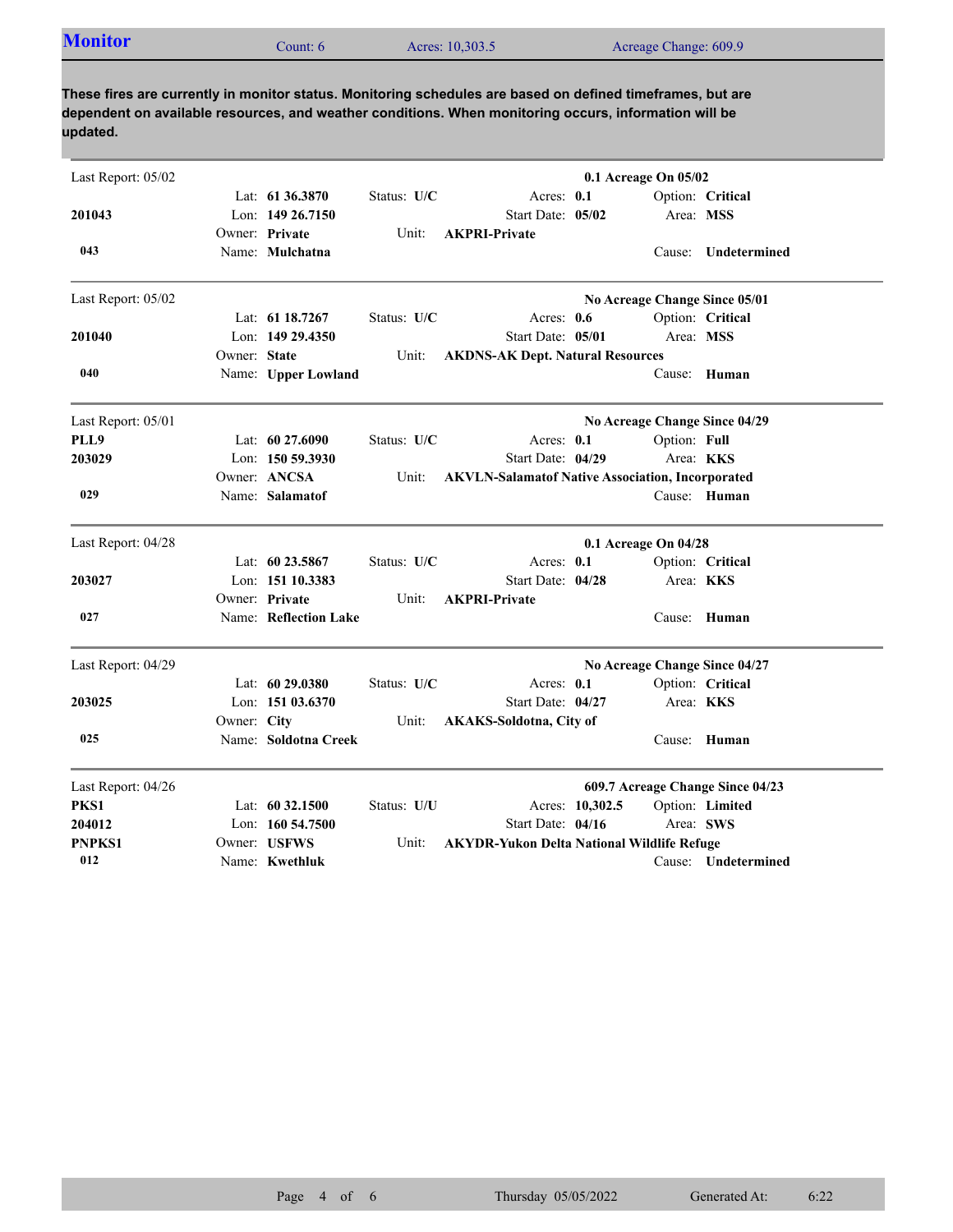## Monitor

Count: 6 | Acres: 10,303.5 | Acreage Change: 609.9

**These fires are currently in monitor status. Monitoring schedules are based on defined timeframes, but are dependent on available resources, and weather conditions. When monitoring occurs, information will be updated.**

---

Last Report: 05/02 — **0.1 Acreage On 05/02**

| | | | |
|---|---|---|---|
| | Lat: **61 36.3870** | Status: **U/C** | Acres: **0.1** | Option: **Critical** |
| **201043** | Lon: **149 26.7150** | | Start Date: **05/02** | Area: **MSS** |
| | Owner: **Private** | Unit: **AKPRI-Private** | | |
| **043** | Name: **Mulchatna** | | | Cause: **Undetermined** |

---

Last Report: 05/02 — **No Acreage Change Since 05/01**

| | | | |
|---|---|---|---|
| | Lat: **61 18.7267** | Status: **U/C** | Acres: **0.6** | Option: **Critical** |
| **201040** | Lon: **149 29.4350** | | Start Date: **05/01** | Area: **MSS** |
| | Owner: **State** | Unit: **AKDNS-AK Dept. Natural Resources** | | |
| **040** | Name: **Upper Lowland** | | | Cause: **Human** |

---

Last Report: 05/01 — **No Acreage Change Since 04/29**

| | | | |
|---|---|---|---|
| **PLL9** | Lat: **60 27.6090** | Status: **U/C** | Acres: **0.1** | Option: **Full** |
| **203029** | Lon: **150 59.3930** | | Start Date: **04/29** | Area: **KKS** |
| | Owner: **ANCSA** | Unit: **AKVLN-Salamatof Native Association, Incorporated** | | |
| **029** | Name: **Salamatof** | | | Cause: **Human** |

---

Last Report: 04/28 — **0.1 Acreage On 04/28**

| | | | |
|---|---|---|---|
| | Lat: **60 23.5867** | Status: **U/C** | Acres: **0.1** | Option: **Critical** |
| **203027** | Lon: **151 10.3383** | | Start Date: **04/28** | Area: **KKS** |
| | Owner: **Private** | Unit: **AKPRI-Private** | | |
| **027** | Name: **Reflection Lake** | | | Cause: **Human** |

---

Last Report: 04/29 — **No Acreage Change Since 04/27**

| | | | |
|---|---|---|---|
| | Lat: **60 29.0380** | Status: **U/C** | Acres: **0.1** | Option: **Critical** |
| **203025** | Lon: **151 03.6370** | | Start Date: **04/27** | Area: **KKS** |
| | Owner: **City** | Unit: **AKAKS-Soldotna, City of** | | |
| **025** | Name: **Soldotna Creek** | | | Cause: **Human** |

---

Last Report: 04/26 — **609.7 Acreage Change Since 04/23**

| | | | |
|---|---|---|---|
| **PKS1** | Lat: **60 32.1500** | Status: **U/U** | Acres: **10,302.5** | Option: **Limited** |
| **204012** | Lon: **160 54.7500** | | Start Date: **04/16** | Area: **SWS** |
| **PNPKS1** | Owner: **USFWS** | Unit: **AKYDR-Yukon Delta National Wildlife Refuge** | | |
| **012** | Name: **Kwethluk** | | | Cause: **Undetermined** |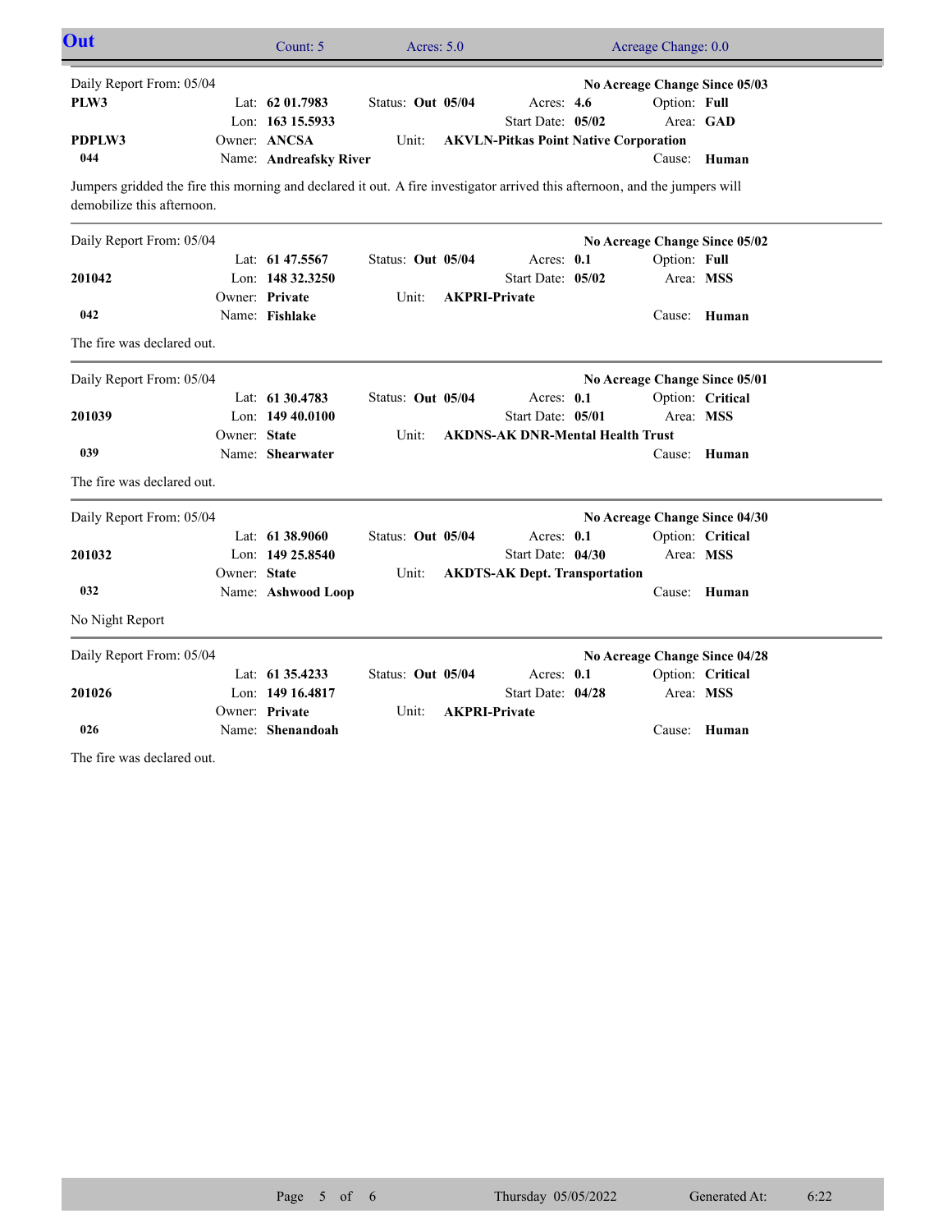## Out

Count: 5 Acres: 5.0 Acreage Change: 0.0

---

Daily Report From: 05/04 **No Acreage Change Since 05/03**

| | | | | |
|---|---|---|---|---|
| **PLW3** | Lat: **62 01.7983** | Status: **Out 05/04** | Acres: **4.6** | Option: **Full** |
| | Lon: **163 15.5933** | | Start Date: **05/02** | Area: **GAD** |
| **PDPLW3** | Owner: **ANCSA** | Unit: **AKVLN-Pitkas Point Native Corporation** | | |
| **044** | Name: **Andreafsky River** | | | Cause: **Human** |

Jumpers gridded the fire this morning and declared it out. A fire investigator arrived this afternoon, and the jumpers will demobilize this afternoon.

---

Daily Report From: 05/04 **No Acreage Change Since 05/02**

| | | | | |
|---|---|---|---|---|
| | Lat: **61 47.5567** | Status: **Out 05/04** | Acres: **0.1** | Option: **Full** |
| **201042** | Lon: **148 32.3250** | | Start Date: **05/02** | Area: **MSS** |
| | Owner: **Private** | Unit: **AKPRI-Private** | | |
| **042** | Name: **Fishlake** | | | Cause: **Human** |

The fire was declared out.

---

Daily Report From: 05/04 **No Acreage Change Since 05/01**

| | | | | |
|---|---|---|---|---|
| | Lat: **61 30.4783** | Status: **Out 05/04** | Acres: **0.1** | Option: **Critical** |
| **201039** | Lon: **149 40.0100** | | Start Date: **05/01** | Area: **MSS** |
| | Owner: **State** | Unit: **AKDNS-AK DNR-Mental Health Trust** | | |
| **039** | Name: **Shearwater** | | | Cause: **Human** |

The fire was declared out.

---

Daily Report From: 05/04 **No Acreage Change Since 04/30**

| | | | | |
|---|---|---|---|---|
| | Lat: **61 38.9060** | Status: **Out 05/04** | Acres: **0.1** | Option: **Critical** |
| **201032** | Lon: **149 25.8540** | | Start Date: **04/30** | Area: **MSS** |
| | Owner: **State** | Unit: **AKDTS-AK Dept. Transportation** | | |
| **032** | Name: **Ashwood Loop** | | | Cause: **Human** |

No Night Report

---

Daily Report From: 05/04 **No Acreage Change Since 04/28**

| | | | | |
|---|---|---|---|---|
| | Lat: **61 35.4233** | Status: **Out 05/04** | Acres: **0.1** | Option: **Critical** |
| **201026** | Lon: **149 16.4817** | | Start Date: **04/28** | Area: **MSS** |
| | Owner: **Private** | Unit: **AKPRI-Private** | | |
| **026** | Name: **Shenandoah** | | | Cause: **Human** |

The fire was declared out.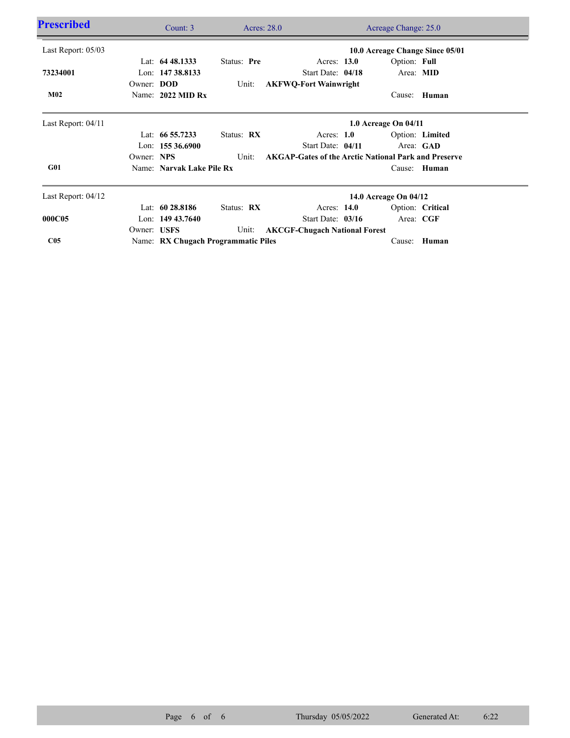## Prescribed

Count: 3 | Acres: 28.0 | Acreage Change: 25.0

---

Last Report: 05/03

**10.0 Acreage Change Since 05/01**

| | | | | |
|---|---|---|---|---|
| **73234001** | Lat: **64 48.1333** | Status: **Pre** | Acres: **13.0** | Option: **Full** |
| | Lon: **147 38.8133** | | Start Date: **04/18** | Area: **MID** |
| | Owner: **DOD** | Unit: | **AKFWQ-Fort Wainwright** | |
| **M02** | Name: **2022 MID Rx** | | | Cause: **Human** |

---

Last Report: 04/11

**1.0 Acreage On 04/11**

| | | | | |
|---|---|---|---|---|
| | Lat: **66 55.7233** | Status: **RX** | Acres: **1.0** | Option: **Limited** |
| | Lon: **155 36.6900** | | Start Date: **04/11** | Area: **GAD** |
| | Owner: **NPS** | Unit: | **AKGAP-Gates of the Arctic National Park and Preserve** | |
| **G01** | Name: **Narvak Lake Pile Rx** | | | Cause: **Human** |

---

Last Report: 04/12

**14.0 Acreage On 04/12**

| | | | | |
|---|---|---|---|---|
| | Lat: **60 28.8186** | Status: **RX** | Acres: **14.0** | Option: **Critical** |
| **000C05** | Lon: **149 43.7640** | | Start Date: **03/16** | Area: **CGF** |
| | Owner: **USFS** | Unit: | **AKCGF-Chugach National Forest** | |
| **C05** | Name: **RX Chugach Programmatic Piles** | | | Cause: **Human** |

Thursday 05/05/2022 Generated At: 6:22